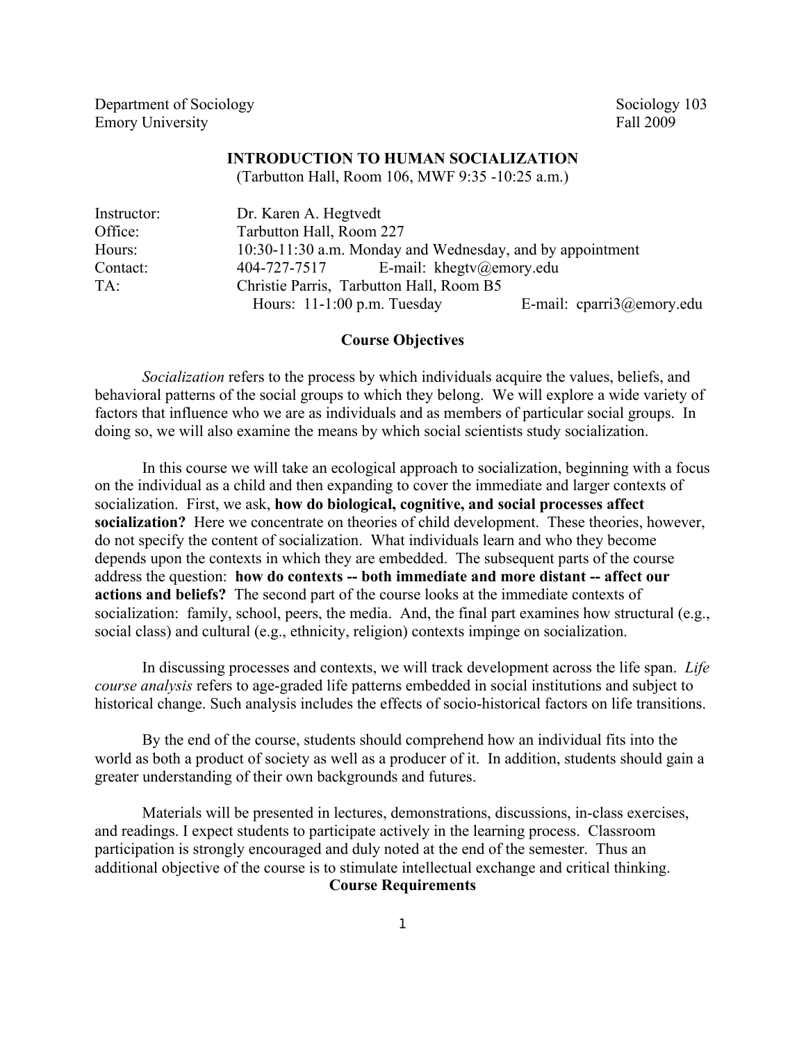Department of Sociology  
Emory University

Sociology 103  
Fall 2009

# INTRODUCTION TO HUMAN SOCIALIZATION

(Tarbutton Hall, Room 106, MWF 9:35 -10:25 a.m.)

| | |
|---|---|
| Instructor: | Dr. Karen A. Hegtvedt |
| Office: | Tarbutton Hall, Room 227 |
| Hours: | 10:30-11:30 a.m. Monday and Wednesday, and by appointment |
| Contact: | 404-727-7517 E-mail: khegtv@emory.edu |
| TA: | Christie Parris, Tarbutton Hall, Room B5 |
| | Hours: 11-1:00 p.m. Tuesday E-mail: cparri3@emory.edu |

## Course Objectives

*Socialization* refers to the process by which individuals acquire the values, beliefs, and behavioral patterns of the social groups to which they belong. We will explore a wide variety of factors that influence who we are as individuals and as members of particular social groups. In doing so, we will also examine the means by which social scientists study socialization.

In this course we will take an ecological approach to socialization, beginning with a focus on the individual as a child and then expanding to cover the immediate and larger contexts of socialization. First, we ask, **how do biological, cognitive, and social processes affect socialization?** Here we concentrate on theories of child development. These theories, however, do not specify the content of socialization. What individuals learn and who they become depends upon the contexts in which they are embedded. The subsequent parts of the course address the question: **how do contexts -- both immediate and more distant -- affect our actions and beliefs?** The second part of the course looks at the immediate contexts of socialization: family, school, peers, the media. And, the final part examines how structural (e.g., social class) and cultural (e.g., ethnicity, religion) contexts impinge on socialization.

In discussing processes and contexts, we will track development across the life span. *Life course analysis* refers to age-graded life patterns embedded in social institutions and subject to historical change. Such analysis includes the effects of socio-historical factors on life transitions.

By the end of the course, students should comprehend how an individual fits into the world as both a product of society as well as a producer of it. In addition, students should gain a greater understanding of their own backgrounds and futures.

Materials will be presented in lectures, demonstrations, discussions, in-class exercises, and readings. I expect students to participate actively in the learning process. Classroom participation is strongly encouraged and duly noted at the end of the semester. Thus an additional objective of the course is to stimulate intellectual exchange and critical thinking.

## Course Requirements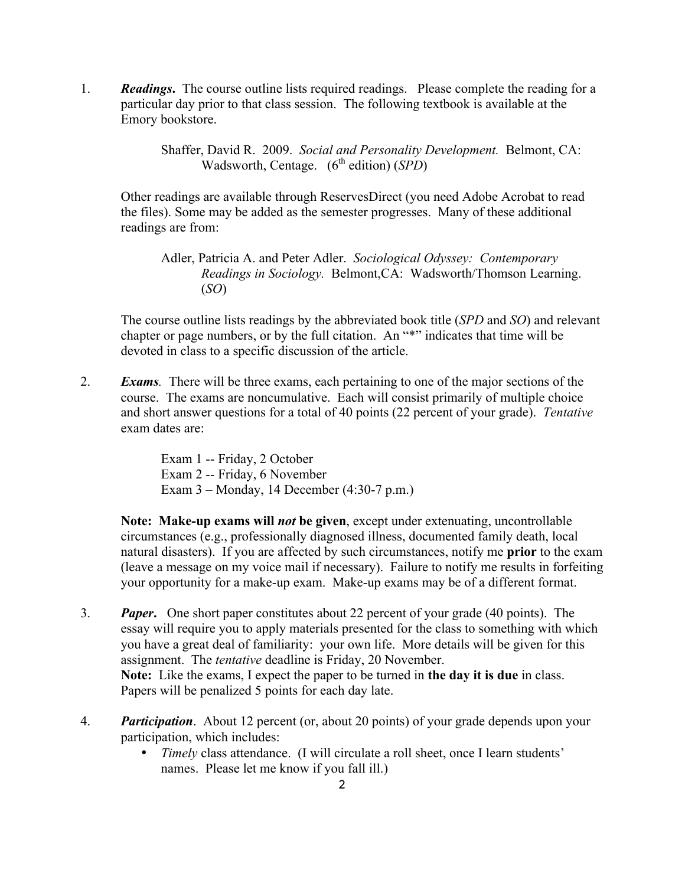1. ***Readings.*** The course outline lists required readings. Please complete the reading for a particular day prior to that class session. The following textbook is available at the Emory bookstore.

   > Shaffer, David R. 2009. *Social and Personality Development.* Belmont, CA: Wadsworth, Centage. (6th edition) (*SPD*)

   Other readings are available through ReservesDirect (you need Adobe Acrobat to read the files). Some may be added as the semester progresses. Many of these additional readings are from:

   > Adler, Patricia A. and Peter Adler. *Sociological Odyssey: Contemporary Readings in Sociology.* Belmont,CA: Wadsworth/Thomson Learning. (*SO*)

   The course outline lists readings by the abbreviated book title (*SPD* and *SO*) and relevant chapter or page numbers, or by the full citation. An "*" indicates that time will be devoted in class to a specific discussion of the article.

2. ***Exams.*** There will be three exams, each pertaining to one of the major sections of the course. The exams are noncumulative. Each will consist primarily of multiple choice and short answer questions for a total of 40 points (22 percent of your grade). *Tentative* exam dates are:

   > Exam 1 -- Friday, 2 October
   > Exam 2 -- Friday, 6 November
   > Exam 3 – Monday, 14 December (4:30-7 p.m.)

   **Note: Make-up exams will *not* be given**, except under extenuating, uncontrollable circumstances (e.g., professionally diagnosed illness, documented family death, local natural disasters). If you are affected by such circumstances, notify me **prior** to the exam (leave a message on my voice mail if necessary). Failure to notify me results in forfeiting your opportunity for a make-up exam. Make-up exams may be of a different format.

3. ***Paper.*** One short paper constitutes about 22 percent of your grade (40 points). The essay will require you to apply materials presented for the class to something with which you have a great deal of familiarity: your own life. More details will be given for this assignment. The *tentative* deadline is Friday, 20 November.
   **Note:** Like the exams, I expect the paper to be turned in **the day it is due** in class. Papers will be penalized 5 points for each day late.

4. ***Participation***. About 12 percent (or, about 20 points) of your grade depends upon your participation, which includes:
   - *Timely* class attendance. (I will circulate a roll sheet, once I learn students' names. Please let me know if you fall ill.)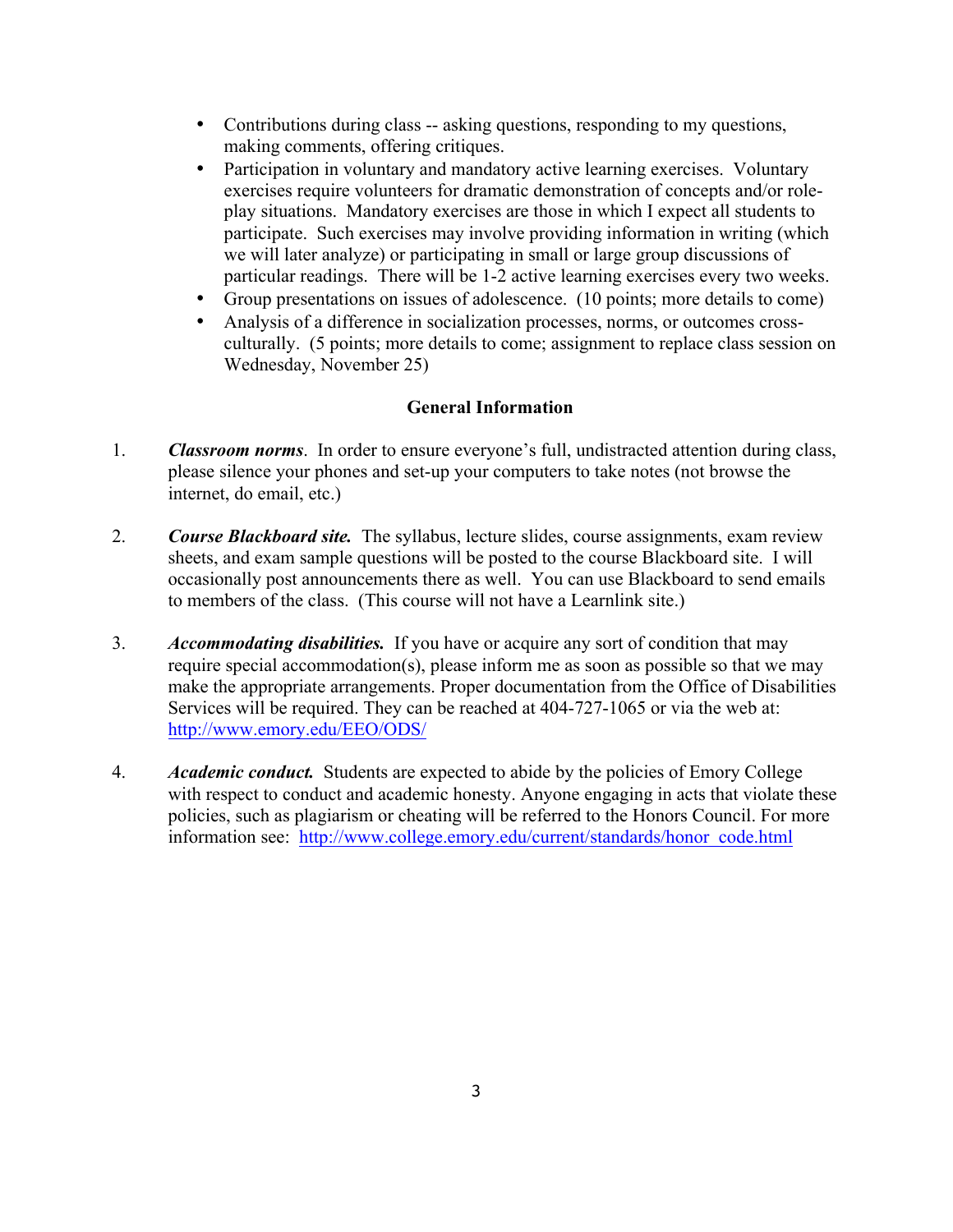- Contributions during class -- asking questions, responding to my questions, making comments, offering critiques.
- Participation in voluntary and mandatory active learning exercises. Voluntary exercises require volunteers for dramatic demonstration of concepts and/or role-play situations. Mandatory exercises are those in which I expect all students to participate. Such exercises may involve providing information in writing (which we will later analyze) or participating in small or large group discussions of particular readings. There will be 1-2 active learning exercises every two weeks.
- Group presentations on issues of adolescence. (10 points; more details to come)
- Analysis of a difference in socialization processes, norms, or outcomes cross-culturally. (5 points; more details to come; assignment to replace class session on Wednesday, November 25)

## General Information

1. ***Classroom norms***. In order to ensure everyone's full, undistracted attention during class, please silence your phones and set-up your computers to take notes (not browse the internet, do email, etc.)

2. ***Course Blackboard site.*** The syllabus, lecture slides, course assignments, exam review sheets, and exam sample questions will be posted to the course Blackboard site. I will occasionally post announcements there as well. You can use Blackboard to send emails to members of the class. (This course will not have a Learnlink site.)

3. ***Accommodating disabilities.*** If you have or acquire any sort of condition that may require special accommodation(s), please inform me as soon as possible so that we may make the appropriate arrangements. Proper documentation from the Office of Disabilities Services will be required. They can be reached at 404-727-1065 or via the web at: http://www.emory.edu/EEO/ODS/

4. ***Academic conduct.*** Students are expected to abide by the policies of Emory College with respect to conduct and academic honesty. Anyone engaging in acts that violate these policies, such as plagiarism or cheating will be referred to the Honors Council. For more information see: http://www.college.emory.edu/current/standards/honor_code.html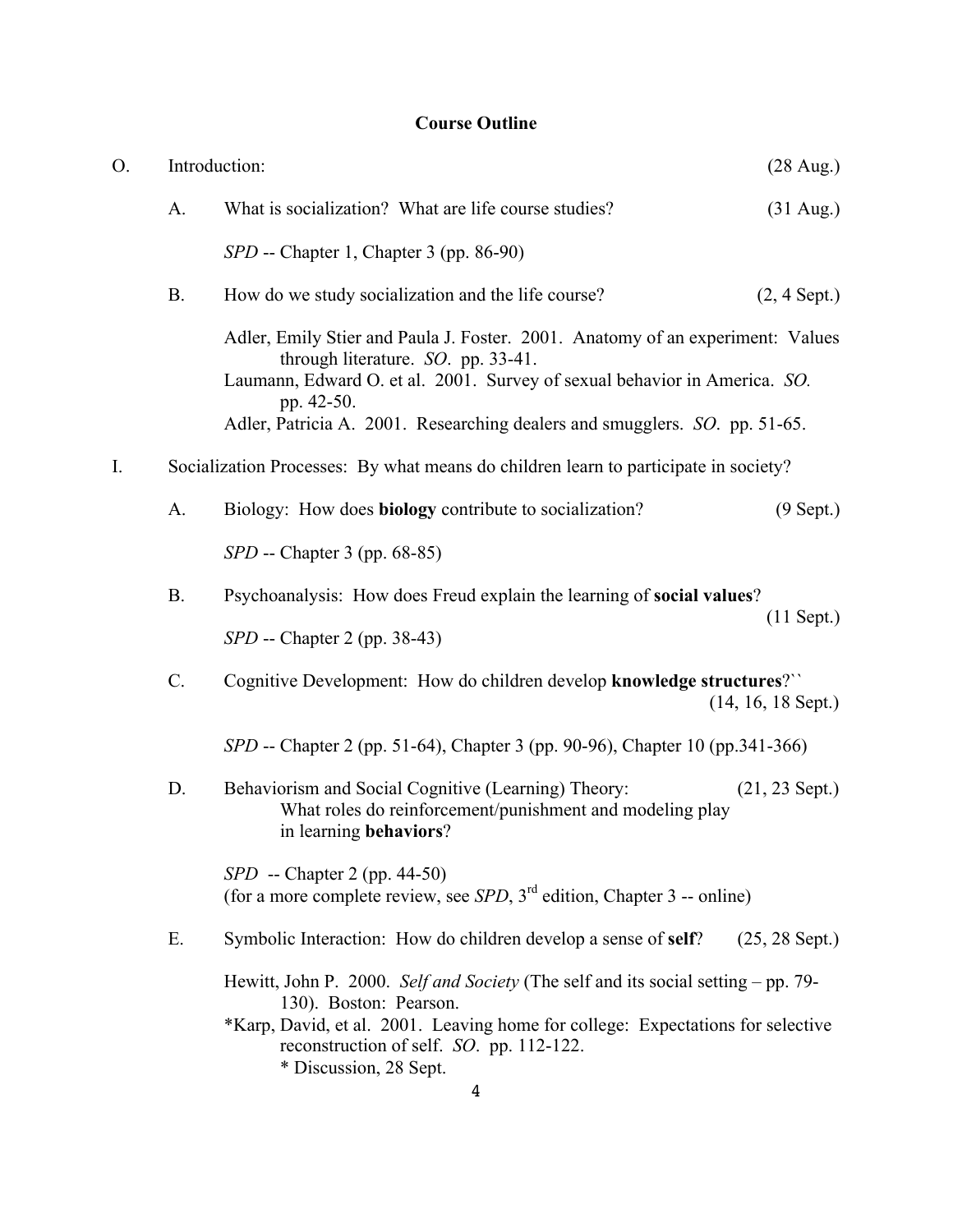## Course Outline

O. Introduction: (28 Aug.)

- A. What is socialization? What are life course studies? (31 Aug.)

  *SPD* -- Chapter 1, Chapter 3 (pp. 86-90)

- B. How do we study socialization and the life course? (2, 4 Sept.)

  Adler, Emily Stier and Paula J. Foster. 2001. Anatomy of an experiment: Values through literature. *SO*. pp. 33-41.
  Laumann, Edward O. et al. 2001. Survey of sexual behavior in America. *SO.* pp. 42-50.
  Adler, Patricia A. 2001. Researching dealers and smugglers. *SO*. pp. 51-65.

I. Socialization Processes: By what means do children learn to participate in society?

- A. Biology: How does **biology** contribute to socialization? (9 Sept.)

  *SPD* -- Chapter 3 (pp. 68-85)

- B. Psychoanalysis: How does Freud explain the learning of **social values**? (11 Sept.)

  *SPD* -- Chapter 2 (pp. 38-43)

- C. Cognitive Development: How do children develop **knowledge structures**?`` (14, 16, 18 Sept.)

  *SPD* -- Chapter 2 (pp. 51-64), Chapter 3 (pp. 90-96), Chapter 10 (pp.341-366)

- D. Behaviorism and Social Cognitive (Learning) Theory: What roles do reinforcement/punishment and modeling play in learning **behaviors**? (21, 23 Sept.)

  *SPD* -- Chapter 2 (pp. 44-50)
  (for a more complete review, see *SPD*, 3rd edition, Chapter 3 -- online)

- E. Symbolic Interaction: How do children develop a sense of **self**? (25, 28 Sept.)

  Hewitt, John P. 2000. *Self and Society* (The self and its social setting – pp. 79-130). Boston: Pearson.
  *Karp, David, et al. 2001. Leaving home for college: Expectations for selective reconstruction of self. *SO*. pp. 112-122.
  \* Discussion, 28 Sept.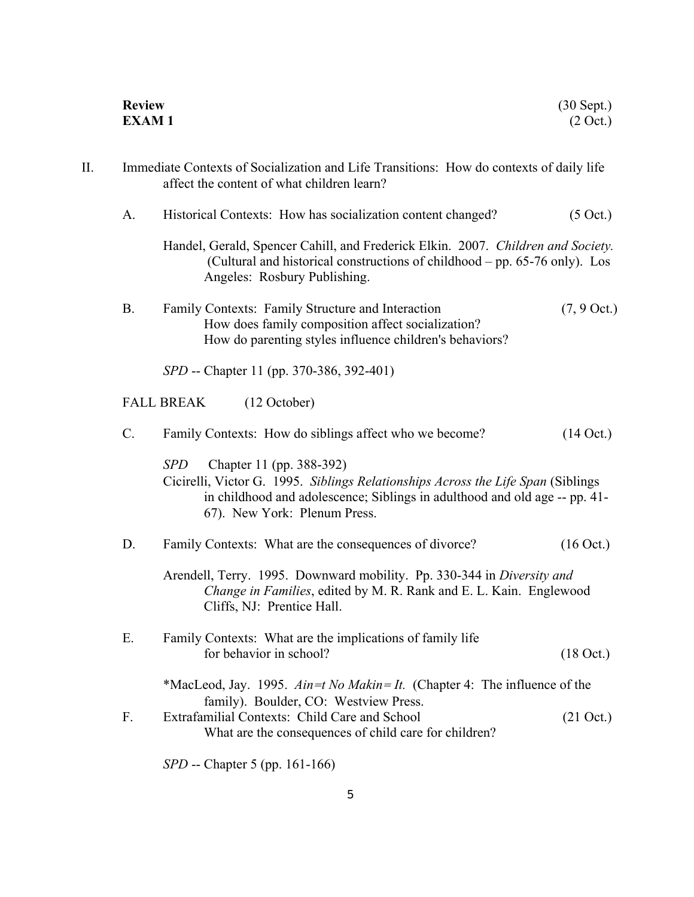**Review** (30 Sept.)
**EXAM 1** (2 Oct.)

II. Immediate Contexts of Socialization and Life Transitions: How do contexts of daily life affect the content of what children learn?

A. Historical Contexts: How has socialization content changed? (5 Oct.)

Handel, Gerald, Spencer Cahill, and Frederick Elkin. 2007. *Children and Society.* (Cultural and historical constructions of childhood – pp. 65-76 only). Los Angeles: Rosbury Publishing.

B. Family Contexts: Family Structure and Interaction (7, 9 Oct.)
How does family composition affect socialization?
How do parenting styles influence children's behaviors?

*SPD* -- Chapter 11 (pp. 370-386, 392-401)

FALL BREAK (12 October)

C. Family Contexts: How do siblings affect who we become? (14 Oct.)

*SPD* Chapter 11 (pp. 388-392)
Cicirelli, Victor G. 1995. *Siblings Relationships Across the Life Span* (Siblings in childhood and adolescence; Siblings in adulthood and old age -- pp. 41-67). New York: Plenum Press.

D. Family Contexts: What are the consequences of divorce? (16 Oct.)

Arendell, Terry. 1995. Downward mobility. Pp. 330-344 in *Diversity and Change in Families*, edited by M. R. Rank and E. L. Kain. Englewood Cliffs, NJ: Prentice Hall.

E. Family Contexts: What are the implications of family life for behavior in school? (18 Oct.)

*MacLeod, Jay. 1995. *Ain=t No Makin= It.* (Chapter 4: The influence of the family). Boulder, CO: Westview Press.

F. Extrafamilial Contexts: Child Care and School (21 Oct.)
What are the consequences of child care for children?

*SPD* -- Chapter 5 (pp. 161-166)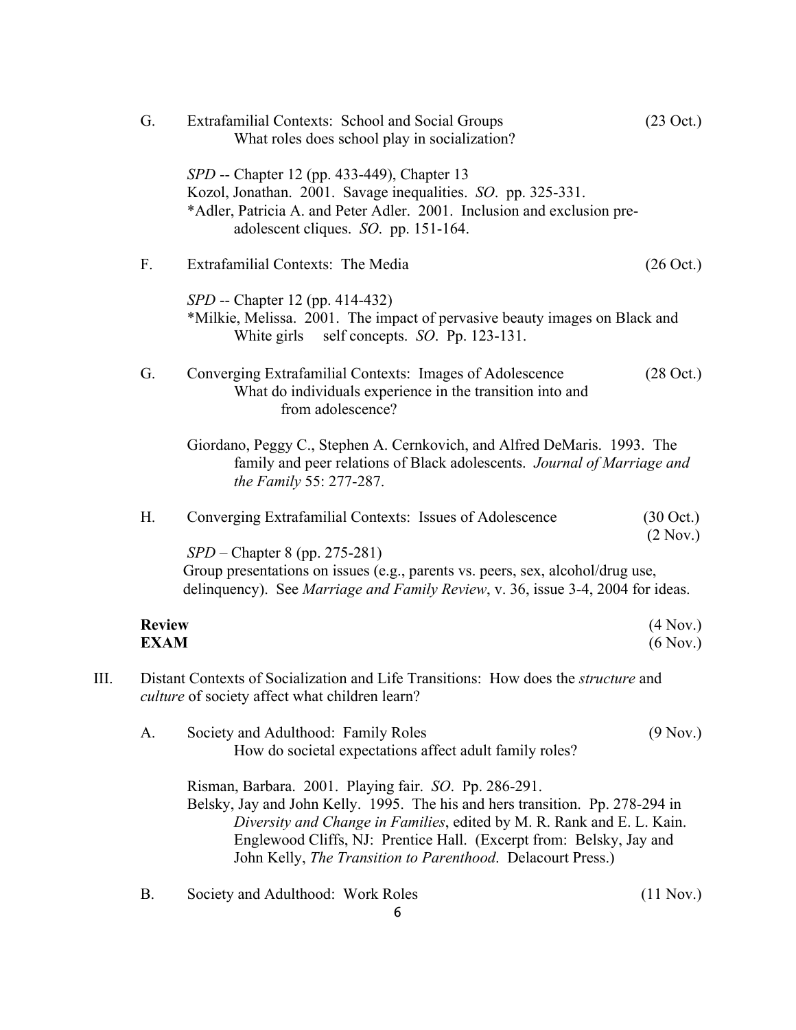G. Extrafamilial Contexts: School and Social Groups (23 Oct.)
What roles does school play in socialization?

*SPD* -- Chapter 12 (pp. 433-449), Chapter 13
Kozol, Jonathan. 2001. Savage inequalities. *SO*. pp. 325-331.
*Adler, Patricia A. and Peter Adler. 2001. Inclusion and exclusion pre-adolescent cliques. *SO*. pp. 151-164.

F. Extrafamilial Contexts: The Media (26 Oct.)

*SPD* -- Chapter 12 (pp. 414-432)
*Milkie, Melissa. 2001. The impact of pervasive beauty images on Black and White girls self concepts. *SO*. Pp. 123-131.

G. Converging Extrafamilial Contexts: Images of Adolescence (28 Oct.)
What do individuals experience in the transition into and from adolescence?

Giordano, Peggy C., Stephen A. Cernkovich, and Alfred DeMaris. 1993. The family and peer relations of Black adolescents. *Journal of Marriage and the Family* 55: 277-287.

H. Converging Extrafamilial Contexts: Issues of Adolescence (30 Oct.) (2 Nov.)

*SPD* – Chapter 8 (pp. 275-281)
Group presentations on issues (e.g., parents vs. peers, sex, alcohol/drug use, delinquency). See *Marriage and Family Review*, v. 36, issue 3-4, 2004 for ideas.

**Review** (4 Nov.)
**EXAM** (6 Nov.)

III. Distant Contexts of Socialization and Life Transitions: How does the *structure* and *culture* of society affect what children learn?

A. Society and Adulthood: Family Roles (9 Nov.)
How do societal expectations affect adult family roles?

Risman, Barbara. 2001. Playing fair. *SO*. Pp. 286-291.
Belsky, Jay and John Kelly. 1995. The his and hers transition. Pp. 278-294 in *Diversity and Change in Families*, edited by M. R. Rank and E. L. Kain. Englewood Cliffs, NJ: Prentice Hall. (Excerpt from: Belsky, Jay and John Kelly, *The Transition to Parenthood*. Delacourt Press.)

B. Society and Adulthood: Work Roles (11 Nov.)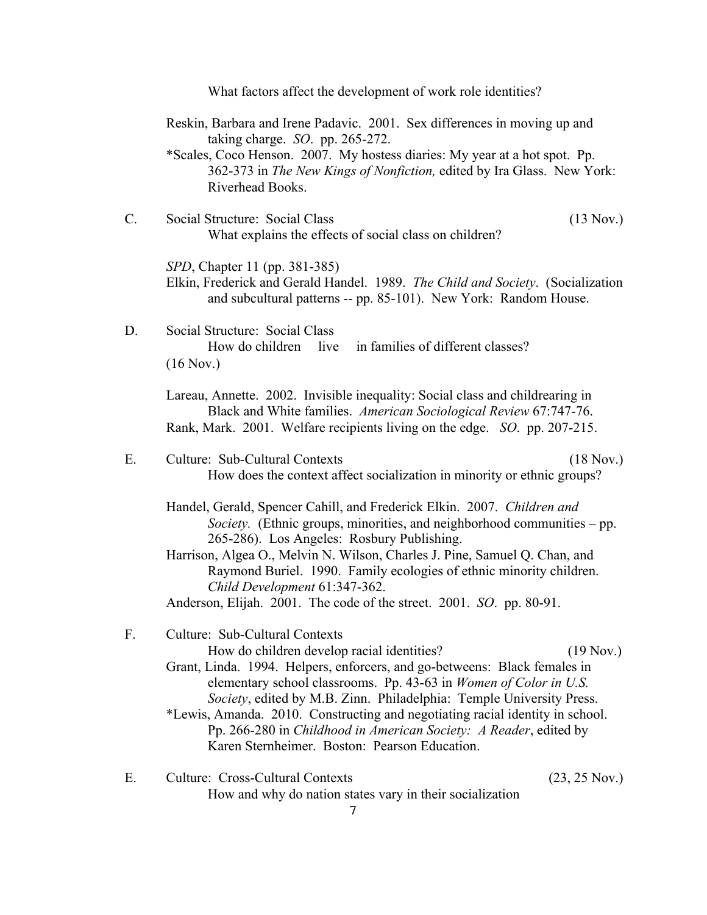What factors affect the development of work role identities?

Reskin, Barbara and Irene Padavic. 2001. Sex differences in moving up and taking charge. *SO*. pp. 265-272.

*Scales, Coco Henson. 2007. My hostess diaries: My year at a hot spot. Pp. 362-373 in *The New Kings of Nonfiction,* edited by Ira Glass. New York: Riverhead Books.

C. Social Structure: Social Class (13 Nov.)

What explains the effects of social class on children?

*SPD*, Chapter 11 (pp. 381-385)

Elkin, Frederick and Gerald Handel. 1989. *The Child and Society*. (Socialization and subcultural patterns -- pp. 85-101). New York: Random House.

D. Social Structure: Social Class

How do children live in families of different classes?

(16 Nov.)

Lareau, Annette. 2002. Invisible inequality: Social class and childrearing in Black and White families. *American Sociological Review* 67:747-76.

Rank, Mark. 2001. Welfare recipients living on the edge. *SO*. pp. 207-215.

E. Culture: Sub-Cultural Contexts (18 Nov.)

How does the context affect socialization in minority or ethnic groups?

Handel, Gerald, Spencer Cahill, and Frederick Elkin. 2007. *Children and Society.* (Ethnic groups, minorities, and neighborhood communities – pp. 265-286). Los Angeles: Rosbury Publishing.

Harrison, Algea O., Melvin N. Wilson, Charles J. Pine, Samuel Q. Chan, and Raymond Buriel. 1990. Family ecologies of ethnic minority children. *Child Development* 61:347-362.

Anderson, Elijah. 2001. The code of the street. 2001. *SO*. pp. 80-91.

F. Culture: Sub-Cultural Contexts

How do children develop racial identities? (19 Nov.)

Grant, Linda. 1994. Helpers, enforcers, and go-betweens: Black females in elementary school classrooms. Pp. 43-63 in *Women of Color in U.S. Society*, edited by M.B. Zinn. Philadelphia: Temple University Press.

*Lewis, Amanda. 2010. Constructing and negotiating racial identity in school. Pp. 266-280 in *Childhood in American Society: A Reader*, edited by Karen Sternheimer. Boston: Pearson Education.

E. Culture: Cross-Cultural Contexts (23, 25 Nov.)

How and why do nation states vary in their socialization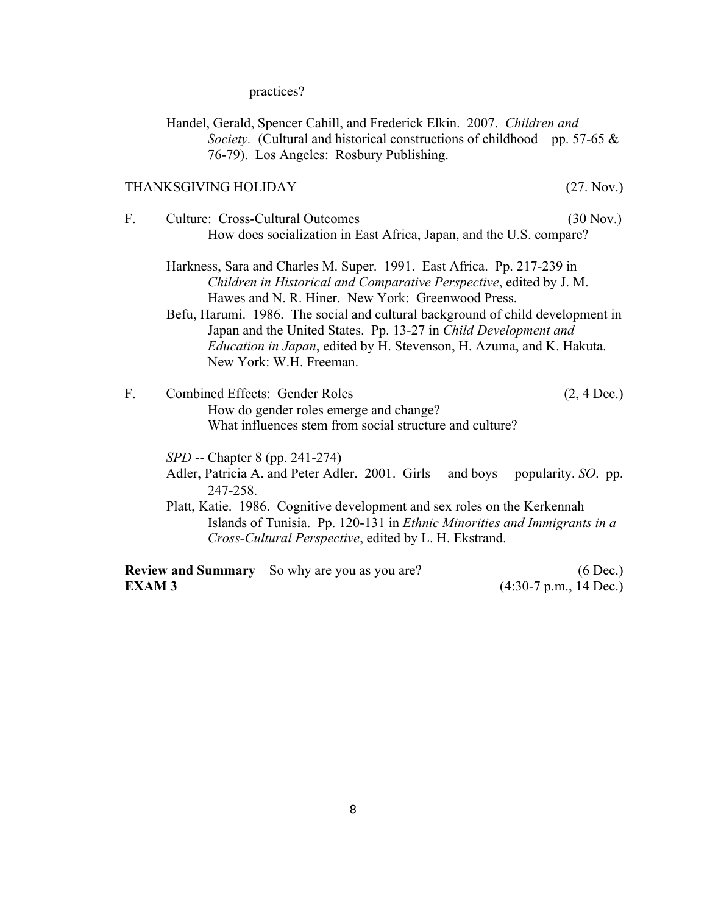practices?

Handel, Gerald, Spencer Cahill, and Frederick Elkin. 2007. *Children and Society*. (Cultural and historical constructions of childhood – pp. 57-65 & 76-79). Los Angeles: Rosbury Publishing.

THANKSGIVING HOLIDAY (27. Nov.)

F. Culture: Cross-Cultural Outcomes (30 Nov.)
How does socialization in East Africa, Japan, and the U.S. compare?

Harkness, Sara and Charles M. Super. 1991. East Africa. Pp. 217-239 in *Children in Historical and Comparative Perspective*, edited by J. M. Hawes and N. R. Hiner. New York: Greenwood Press.

Befu, Harumi. 1986. The social and cultural background of child development in Japan and the United States. Pp. 13-27 in *Child Development and Education in Japan*, edited by H. Stevenson, H. Azuma, and K. Hakuta. New York: W.H. Freeman.

F. Combined Effects: Gender Roles (2, 4 Dec.)
How do gender roles emerge and change?
What influences stem from social structure and culture?

*SPD* -- Chapter 8 (pp. 241-274)

Adler, Patricia A. and Peter Adler. 2001. Girls and boys popularity. *SO*. pp. 247-258.

Platt, Katie. 1986. Cognitive development and sex roles on the Kerkennah Islands of Tunisia. Pp. 120-131 in *Ethnic Minorities and Immigrants in a Cross-Cultural Perspective*, edited by L. H. Ekstrand.

**Review and Summary** So why are you as you are? (6 Dec.)
**EXAM 3** (4:30-7 p.m., 14 Dec.)